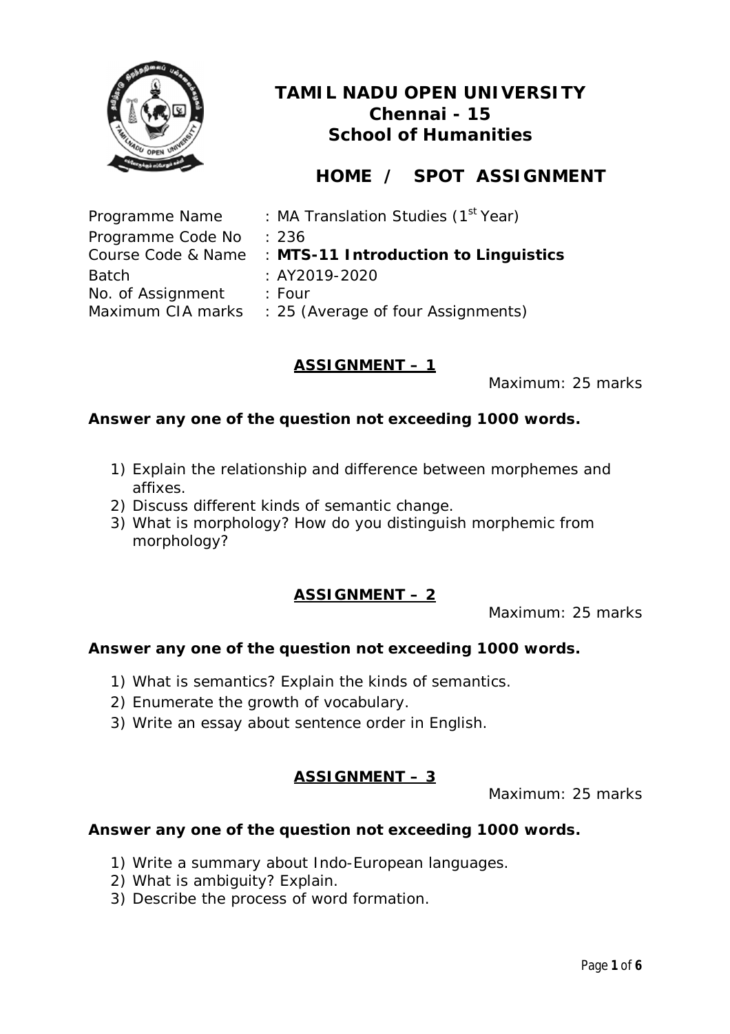# TAMIL NADU OPEN UNIVERSITY
## Chennai - 15
## School of Humanities

## HOME / SPOT ASSIGNMENT

Programme Name : MA Translation Studies (1st Year)
Programme Code No : 236
Course Code & Name : **MTS-11 Introduction to Linguistics**
Batch : AY2019-2020
No. of Assignment : Four
Maximum CIA marks : 25 (Average of four Assignments)

### ASSIGNMENT – 1

Maximum: 25 marks

**Answer any one of the question not exceeding 1000 words.**

1) Explain the relationship and difference between morphemes and affixes.
2) Discuss different kinds of semantic change.
3) What is morphology? How do you distinguish morphemic from morphology?

### ASSIGNMENT – 2

Maximum: 25 marks

**Answer any one of the question not exceeding 1000 words.**

1) What is semantics? Explain the kinds of semantics.
2) Enumerate the growth of vocabulary.
3) Write an essay about sentence order in English.

### ASSIGNMENT – 3

Maximum: 25 marks

**Answer any one of the question not exceeding 1000 words.**

1) Write a summary about Indo-European languages.
2) What is ambiguity? Explain.
3) Describe the process of word formation.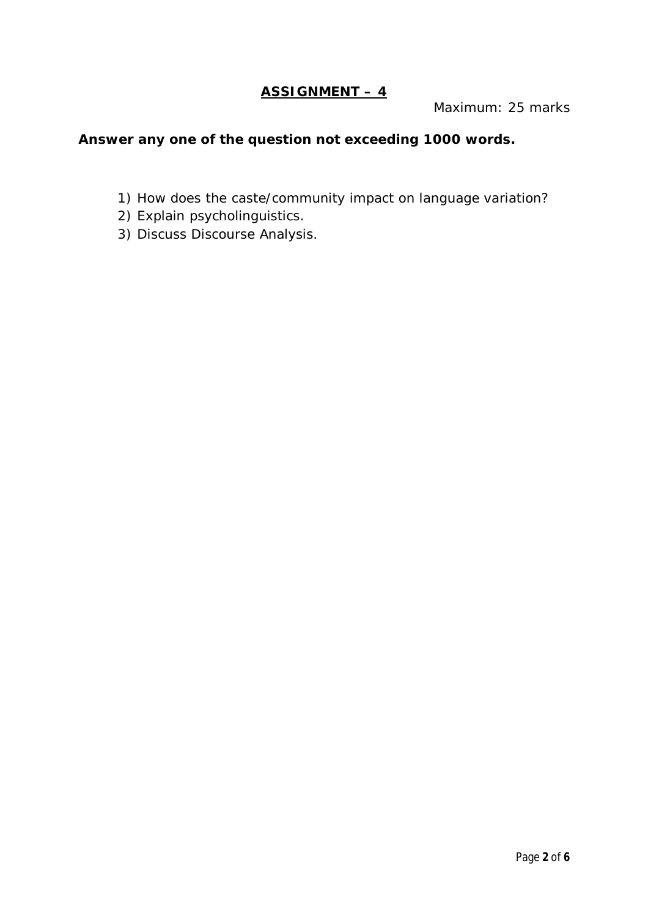## **ASSIGNMENT – 4**

Maximum: 25 marks

**Answer any one of the question not exceeding 1000 words.**

1) How does the caste/community impact on language variation?
2) Explain psycholinguistics.
3) Discuss Discourse Analysis.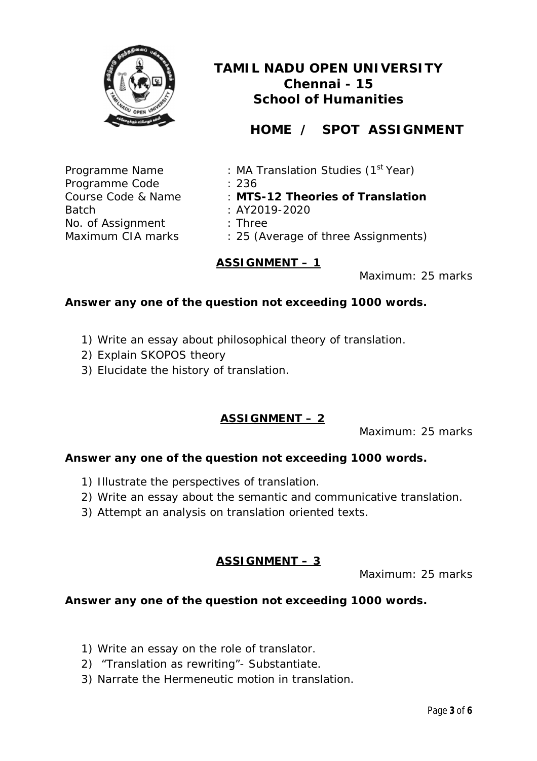# TAMIL NADU OPEN UNIVERSITY
## Chennai - 15
## School of Humanities

## HOME / SPOT ASSIGNMENT

Programme Name : MA Translation Studies (1st Year)
Programme Code : 236
Course Code & Name : **MTS-12 Theories of Translation**
Batch : AY2019-2020
No. of Assignment : Three
Maximum CIA marks : 25 (Average of three Assignments)

### ASSIGNMENT – 1

Maximum: 25 marks

**Answer any one of the question not exceeding 1000 words.**

1) Write an essay about philosophical theory of translation.
2) Explain SKOPOS theory
3) Elucidate the history of translation.

### ASSIGNMENT – 2

Maximum: 25 marks

**Answer any one of the question not exceeding 1000 words.**

1) Illustrate the perspectives of translation.
2) Write an essay about the semantic and communicative translation.
3) Attempt an analysis on translation oriented texts.

### ASSIGNMENT – 3

Maximum: 25 marks

**Answer any one of the question not exceeding 1000 words.**

1) Write an essay on the role of translator.
2) "Translation as rewriting"- Substantiate.
3) Narrate the Hermeneutic motion in translation.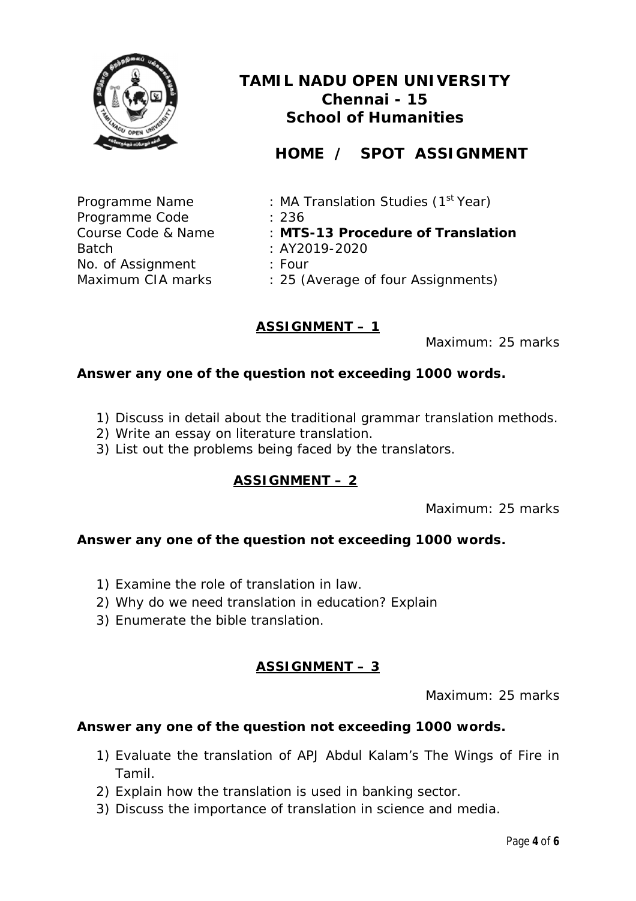# TAMIL NADU OPEN UNIVERSITY
## Chennai - 15
## School of Humanities

## HOME / SPOT ASSIGNMENT

Programme Name : MA Translation Studies (1st Year)
Programme Code : 236
Course Code & Name : **MTS-13 Procedure of Translation**
Batch : AY2019-2020
No. of Assignment : Four
Maximum CIA marks : 25 (Average of four Assignments)

### ASSIGNMENT – 1

Maximum: 25 marks

**Answer any one of the question not exceeding 1000 words.**

1) Discuss in detail about the traditional grammar translation methods.
2) Write an essay on literature translation.
3) List out the problems being faced by the translators.

### ASSIGNMENT – 2

Maximum: 25 marks

**Answer any one of the question not exceeding 1000 words.**

1) Examine the role of translation in law.
2) Why do we need translation in education? Explain
3) Enumerate the bible translation.

### ASSIGNMENT – 3

Maximum: 25 marks

**Answer any one of the question not exceeding 1000 words.**

1) Evaluate the translation of APJ Abdul Kalam's The Wings of Fire in Tamil.
2) Explain how the translation is used in banking sector.
3) Discuss the importance of translation in science and media.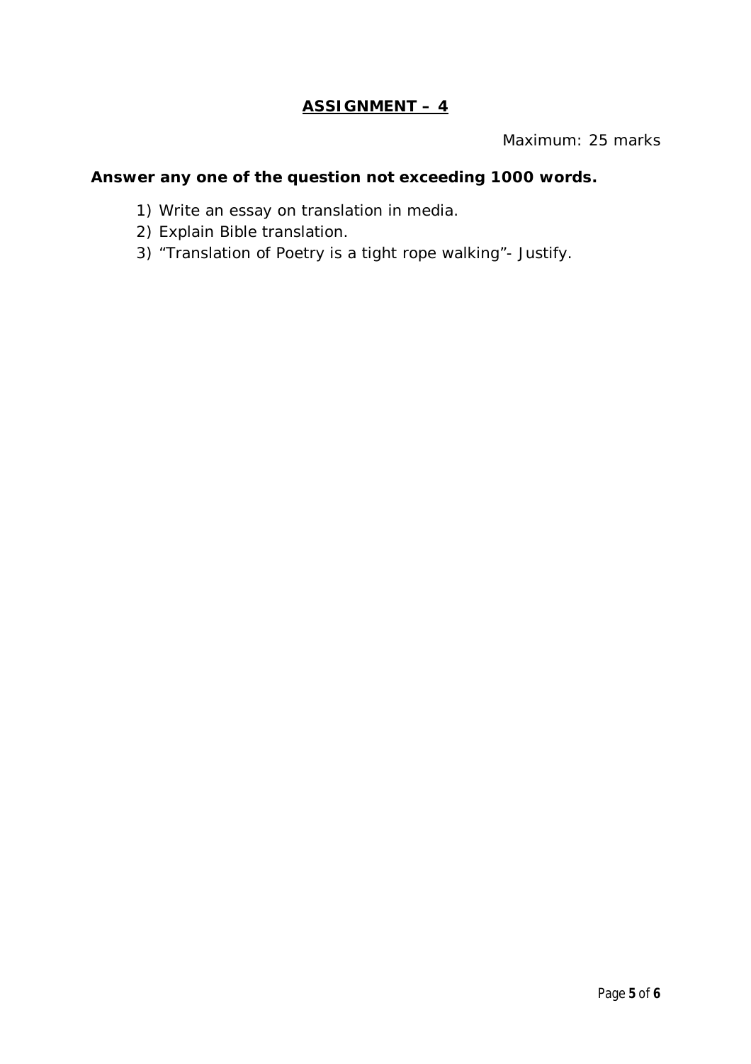# **ASSIGNMENT – 4**

Maximum: 25 marks

**Answer any one of the question not exceeding 1000 words.**

1) Write an essay on translation in media.
2) Explain Bible translation.
3) “Translation of Poetry is a tight rope walking”- Justify.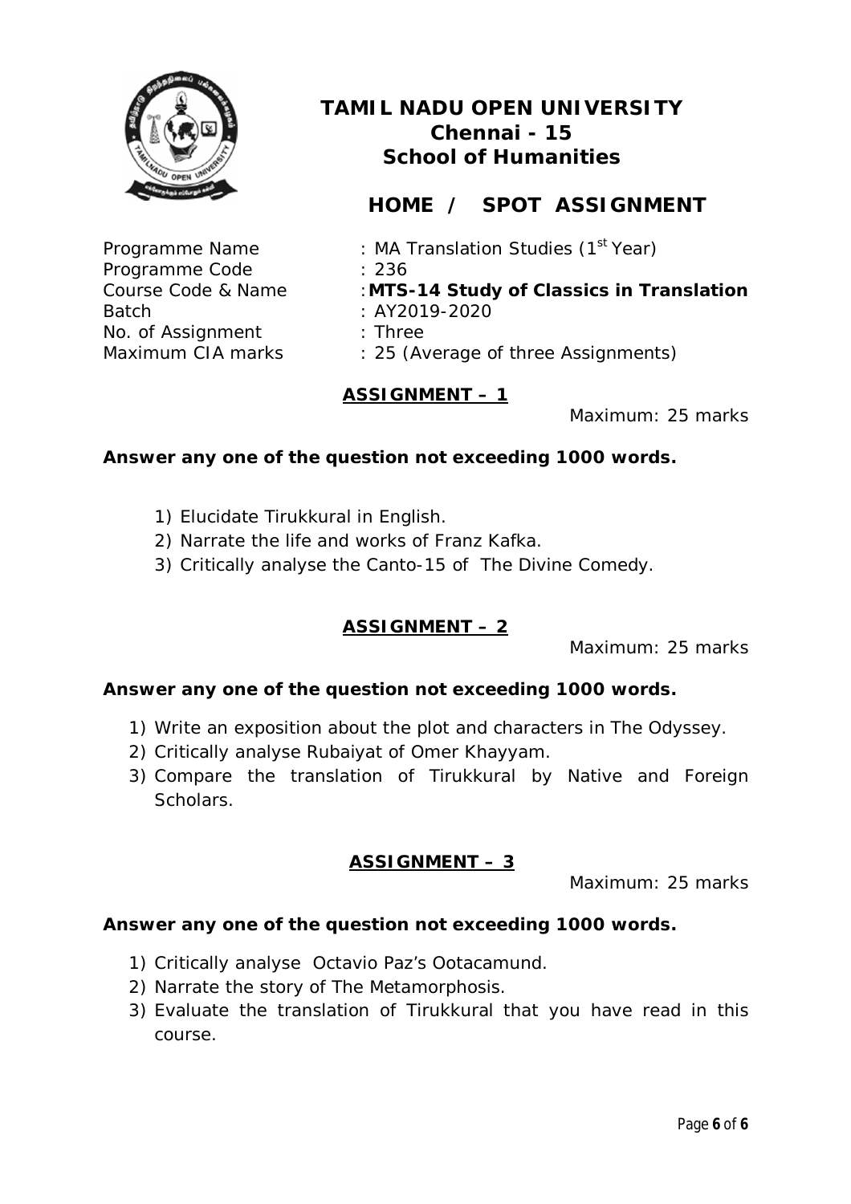# TAMIL NADU OPEN UNIVERSITY
## Chennai - 15
## School of Humanities

## HOME / SPOT ASSIGNMENT

Programme Name : MA Translation Studies (1st Year)
Programme Code : 236
Course Code & Name : **MTS-14 Study of Classics in Translation**
Batch : AY2019-2020
No. of Assignment : Three
Maximum CIA marks : 25 (Average of three Assignments)

### ASSIGNMENT – 1

Maximum: 25 marks

**Answer any one of the question not exceeding 1000 words.**

1) Elucidate Tirukkural in English.
2) Narrate the life and works of Franz Kafka.
3) Critically analyse the Canto-15 of The Divine Comedy.

### ASSIGNMENT – 2

Maximum: 25 marks

**Answer any one of the question not exceeding 1000 words.**

1) Write an exposition about the plot and characters in The Odyssey.
2) Critically analyse Rubaiyat of Omer Khayyam.
3) Compare the translation of Tirukkural by Native and Foreign Scholars.

### ASSIGNMENT – 3

Maximum: 25 marks

**Answer any one of the question not exceeding 1000 words.**

1) Critically analyse Octavio Paz's Ootacamund.
2) Narrate the story of The Metamorphosis.
3) Evaluate the translation of Tirukkural that you have read in this course.